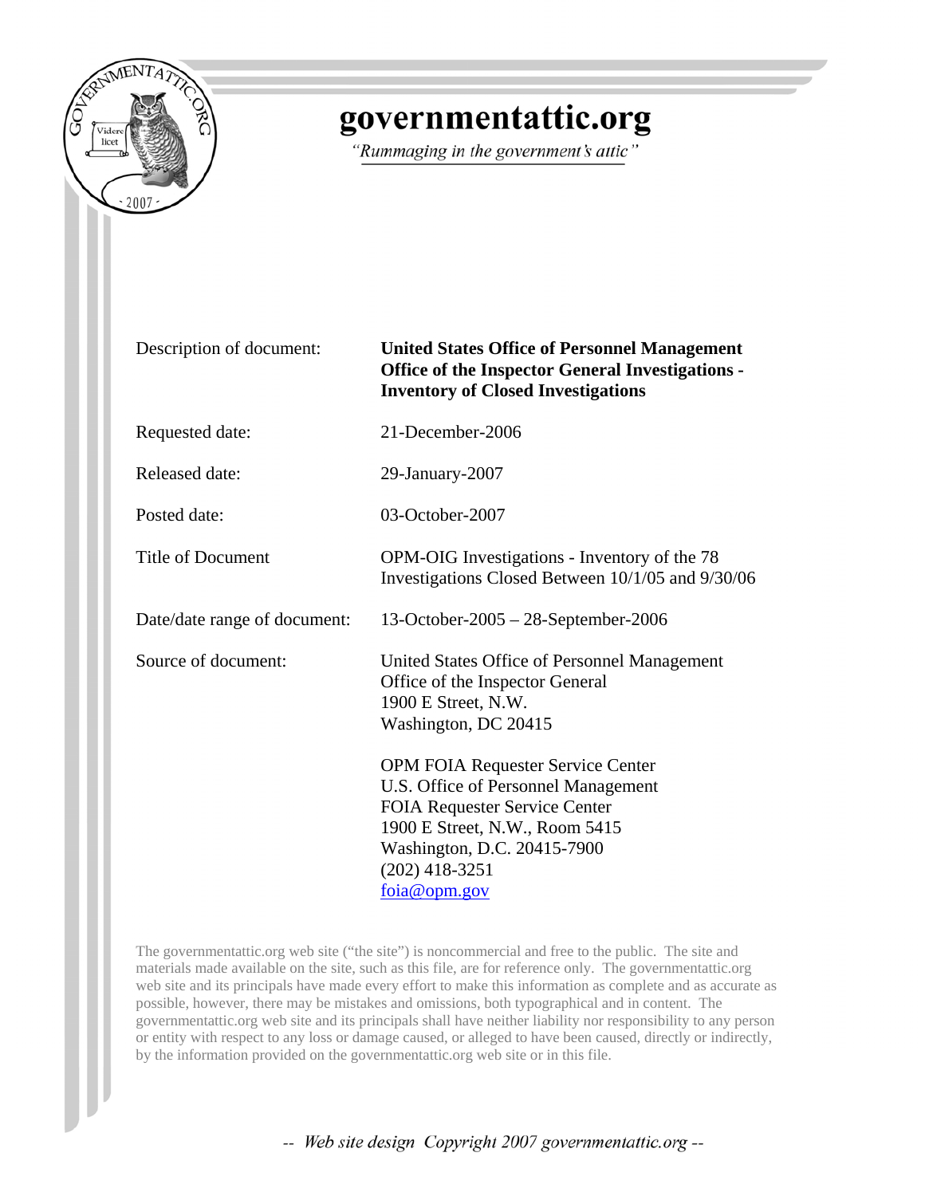# governmentattic.org

*"Rummaging in the government's attic"*

| | |
|---|---|
| Description of document: | **United States Office of Personnel Management Office of the Inspector General Investigations - Inventory of Closed Investigations** |
| Requested date: | 21-December-2006 |
| Released date: | 29-January-2007 |
| Posted date: | 03-October-2007 |
| Title of Document | OPM-OIG Investigations - Inventory of the 78 Investigations Closed Between 10/1/05 and 9/30/06 |
| Date/date range of document: | 13-October-2005 – 28-September-2006 |
| Source of document: | United States Office of Personnel Management<br>Office of the Inspector General<br>1900 E Street, N.W.<br>Washington, DC 20415<br><br>OPM FOIA Requester Service Center<br>U.S. Office of Personnel Management<br>FOIA Requester Service Center<br>1900 E Street, N.W., Room 5415<br>Washington, D.C. 20415-7900<br>(202) 418-3251<br>foia@opm.gov |

The governmentattic.org web site ("the site") is noncommercial and free to the public. The site and materials made available on the site, such as this file, are for reference only. The governmentattic.org web site and its principals have made every effort to make this information as complete and as accurate as possible, however, there may be mistakes and omissions, both typographical and in content. The governmentattic.org web site and its principals shall have neither liability nor responsibility to any person or entity with respect to any loss or damage caused, or alleged to have been caused, directly or indirectly, by the information provided on the governmentattic.org web site or in this file.

*-- Web site design Copyright 2007 governmentattic.org --*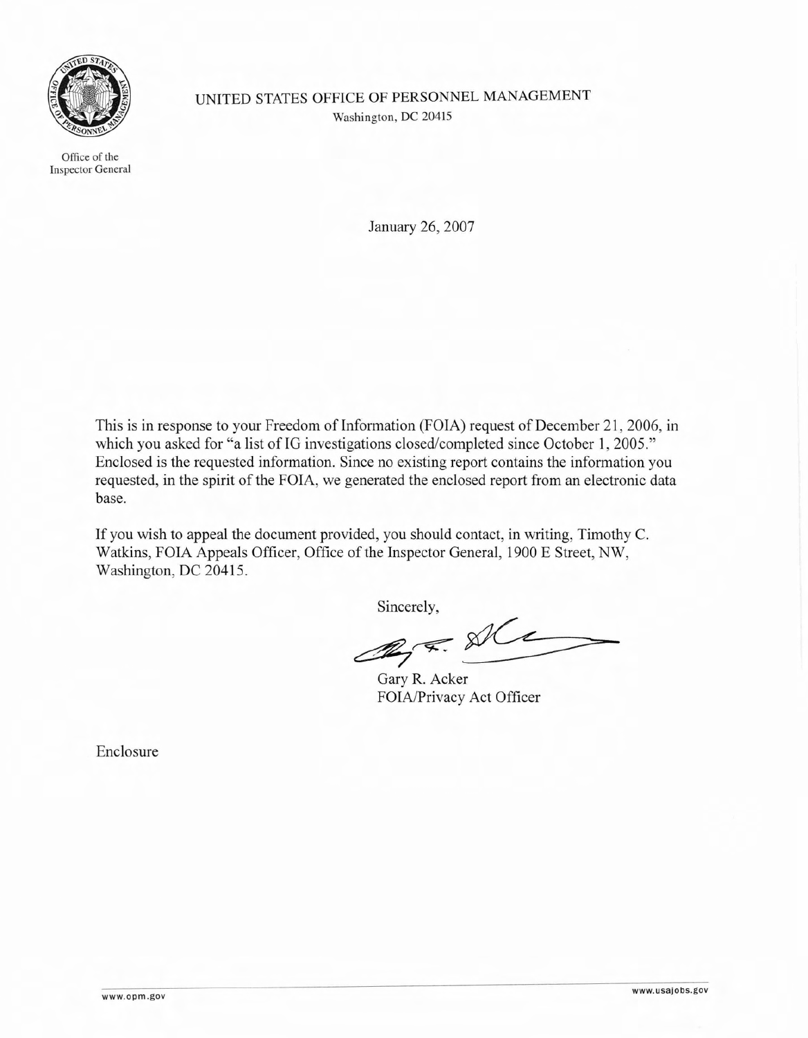UNITED STATES OFFICE OF PERSONNEL MANAGEMENT

Washington, DC 20415

Office of the Inspector General

January 26, 2007

This is in response to your Freedom of Information (FOIA) request of December 21, 2006, in which you asked for "a list of IG investigations closed/completed since October 1, 2005." Enclosed is the requested information. Since no existing report contains the information you requested, in the spirit of the FOIA, we generated the enclosed report from an electronic data base.

If you wish to appeal the document provided, you should contact, in writing, Timothy C. Watkins, FOIA Appeals Officer, Office of the Inspector General, 1900 E Street, NW, Washington, DC 20415.

Sincerely,

Gary R. Acker
FOIA/Privacy Act Officer

Enclosure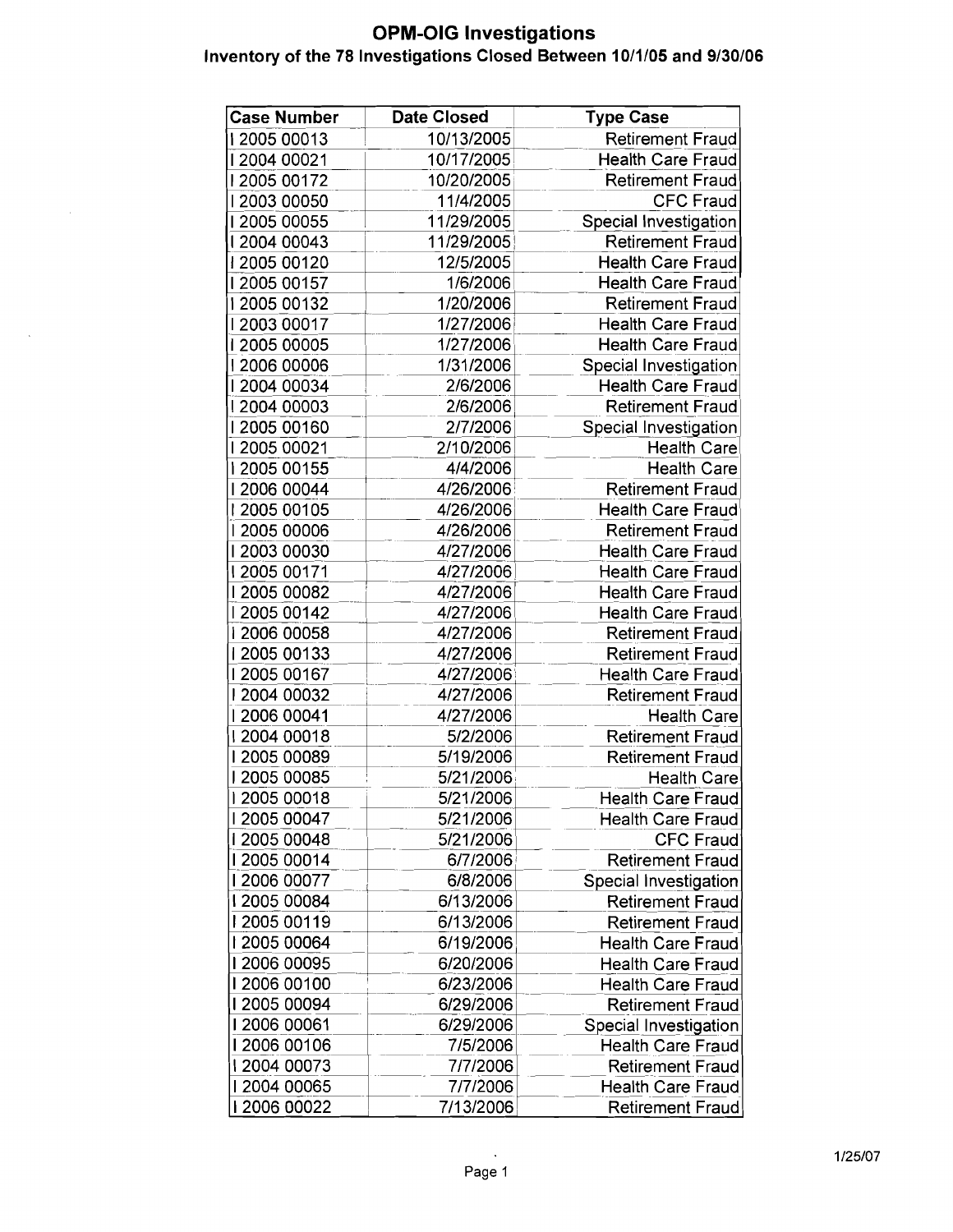# OPM-OIG Investigations

## Inventory of the 78 Investigations Closed Between 10/1/05 and 9/30/06

| Case Number | Date Closed | Type Case |
|---|---|---|
| I 2005 00013 | 10/13/2005 | Retirement Fraud |
| I 2004 00021 | 10/17/2005 | Health Care Fraud |
| I 2005 00172 | 10/20/2005 | Retirement Fraud |
| I 2003 00050 | 11/4/2005 | CFC Fraud |
| I 2005 00055 | 11/29/2005 | Special Investigation |
| I 2004 00043 | 11/29/2005 | Retirement Fraud |
| I 2005 00120 | 12/5/2005 | Health Care Fraud |
| I 2005 00157 | 1/6/2006 | Health Care Fraud |
| I 2005 00132 | 1/20/2006 | Retirement Fraud |
| I 2003 00017 | 1/27/2006 | Health Care Fraud |
| I 2005 00005 | 1/27/2006 | Health Care Fraud |
| I 2006 00006 | 1/31/2006 | Special Investigation |
| I 2004 00034 | 2/6/2006 | Health Care Fraud |
| I 2004 00003 | 2/6/2006 | Retirement Fraud |
| I 2005 00160 | 2/7/2006 | Special Investigation |
| I 2005 00021 | 2/10/2006 | Health Care |
| I 2005 00155 | 4/4/2006 | Health Care |
| I 2006 00044 | 4/26/2006 | Retirement Fraud |
| I 2005 00105 | 4/26/2006 | Health Care Fraud |
| I 2005 00006 | 4/26/2006 | Retirement Fraud |
| I 2003 00030 | 4/27/2006 | Health Care Fraud |
| I 2005 00171 | 4/27/2006 | Health Care Fraud |
| I 2005 00082 | 4/27/2006 | Health Care Fraud |
| I 2005 00142 | 4/27/2006 | Health Care Fraud |
| I 2006 00058 | 4/27/2006 | Retirement Fraud |
| I 2005 00133 | 4/27/2006 | Retirement Fraud |
| I 2005 00167 | 4/27/2006 | Health Care Fraud |
| I 2004 00032 | 4/27/2006 | Retirement Fraud |
| I 2006 00041 | 4/27/2006 | Health Care |
| I 2004 00018 | 5/2/2006 | Retirement Fraud |
| I 2005 00089 | 5/19/2006 | Retirement Fraud |
| I 2005 00085 | 5/21/2006 | Health Care |
| I 2005 00018 | 5/21/2006 | Health Care Fraud |
| I 2005 00047 | 5/21/2006 | Health Care Fraud |
| I 2005 00048 | 5/21/2006 | CFC Fraud |
| I 2005 00014 | 6/7/2006 | Retirement Fraud |
| I 2006 00077 | 6/8/2006 | Special Investigation |
| I 2005 00084 | 6/13/2006 | Retirement Fraud |
| I 2005 00119 | 6/13/2006 | Retirement Fraud |
| I 2005 00064 | 6/19/2006 | Health Care Fraud |
| I 2006 00095 | 6/20/2006 | Health Care Fraud |
| I 2006 00100 | 6/23/2006 | Health Care Fraud |
| I 2005 00094 | 6/29/2006 | Retirement Fraud |
| I 2006 00061 | 6/29/2006 | Special Investigation |
| I 2006 00106 | 7/5/2006 | Health Care Fraud |
| I 2004 00073 | 7/7/2006 | Retirement Fraud |
| I 2004 00065 | 7/7/2006 | Health Care Fraud |
| I 2006 00022 | 7/13/2006 | Retirement Fraud |

1/25/07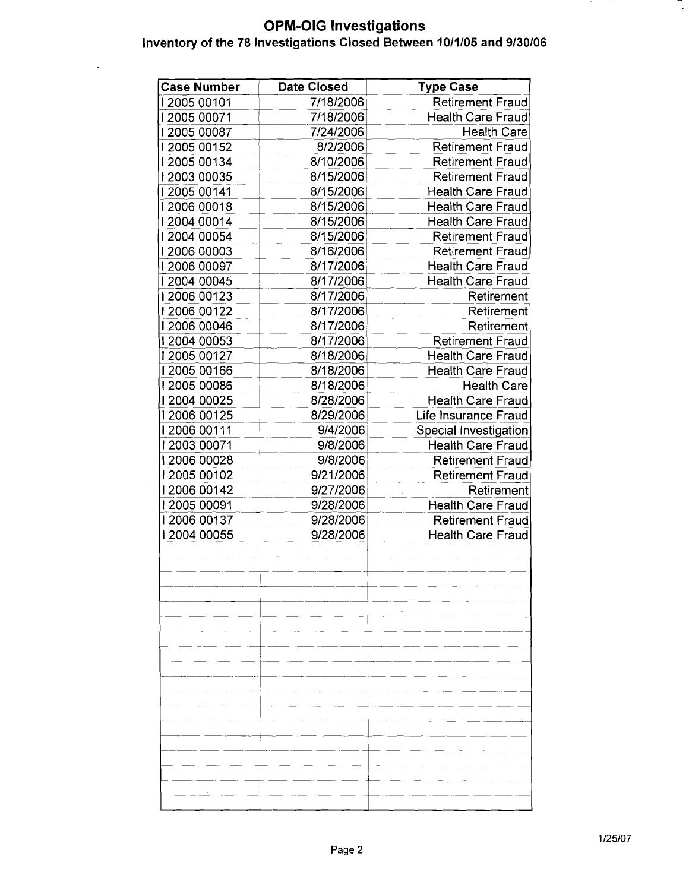# OPM-OIG Investigations

## Inventory of the 78 Investigations Closed Between 10/1/05 and 9/30/06

| Case Number | Date Closed | Type Case |
|---|---|---|
| I 2005 00101 | 7/18/2006 | Retirement Fraud |
| I 2005 00071 | 7/18/2006 | Health Care Fraud |
| I 2005 00087 | 7/24/2006 | Health Care |
| I 2005 00152 | 8/2/2006 | Retirement Fraud |
| I 2005 00134 | 8/10/2006 | Retirement Fraud |
| I 2003 00035 | 8/15/2006 | Retirement Fraud |
| I 2005 00141 | 8/15/2006 | Health Care Fraud |
| I 2006 00018 | 8/15/2006 | Health Care Fraud |
| I 2004 00014 | 8/15/2006 | Health Care Fraud |
| I 2004 00054 | 8/15/2006 | Retirement Fraud |
| I 2006 00003 | 8/16/2006 | Retirement Fraud |
| I 2006 00097 | 8/17/2006 | Health Care Fraud |
| I 2004 00045 | 8/17/2006 | Health Care Fraud |
| I 2006 00123 | 8/17/2006 | Retirement |
| I 2006 00122 | 8/17/2006 | Retirement |
| I 2006 00046 | 8/17/2006 | Retirement |
| I 2004 00053 | 8/17/2006 | Retirement Fraud |
| I 2005 00127 | 8/18/2006 | Health Care Fraud |
| I 2005 00166 | 8/18/2006 | Health Care Fraud |
| I 2005 00086 | 8/18/2006 | Health Care |
| I 2004 00025 | 8/28/2006 | Health Care Fraud |
| I 2006 00125 | 8/29/2006 | Life Insurance Fraud |
| I 2006 00111 | 9/4/2006 | Special Investigation |
| I 2003 00071 | 9/8/2006 | Health Care Fraud |
| I 2006 00028 | 9/8/2006 | Retirement Fraud |
| I 2005 00102 | 9/21/2006 | Retirement Fraud |
| I 2006 00142 | 9/27/2006 | Retirement |
| I 2005 00091 | 9/28/2006 | Health Care Fraud |
| I 2006 00137 | 9/28/2006 | Retirement Fraud |
| I 2004 00055 | 9/28/2006 | Health Care Fraud |

1/25/07